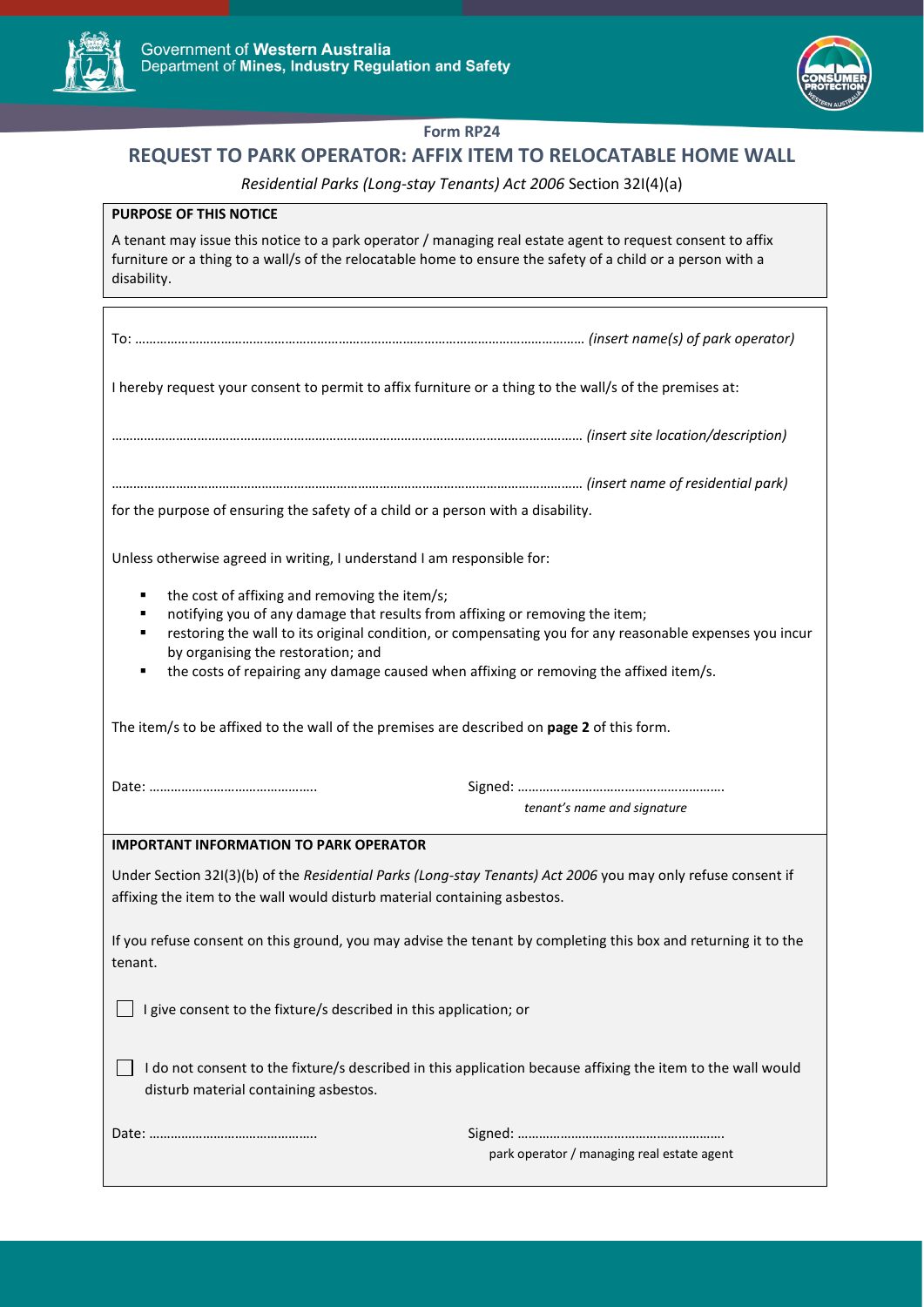Government of **Western Australia**
Department of **Mines, Industry Regulation and Safety**

**Form RP24**

# REQUEST TO PARK OPERATOR: AFFIX ITEM TO RELOCATABLE HOME WALL

*Residential Parks (Long-stay Tenants) Act 2006* Section 32I(4)(a)

**PURPOSE OF THIS NOTICE**

A tenant may issue this notice to a park operator / managing real estate agent to request consent to affix furniture or a thing to a wall/s of the relocatable home to ensure the safety of a child or a person with a disability.

To: ………………………………………………………………………………………………………… *(insert name(s) of park operator)*

I hereby request your consent to permit to affix furniture or a thing to the wall/s of the premises at:

………………………………………………………………………………………………………………… *(insert site location/description)*

………………………………………………………………………………………………………………… *(insert name of residential park)*

for the purpose of ensuring the safety of a child or a person with a disability.

Unless otherwise agreed in writing, I understand I am responsible for:

- the cost of affixing and removing the item/s;
- notifying you of any damage that results from affixing or removing the item;
- restoring the wall to its original condition, or compensating you for any reasonable expenses you incur by organising the restoration; and
- the costs of repairing any damage caused when affixing or removing the affixed item/s.

The item/s to be affixed to the wall of the premises are described on **page 2** of this form.

Date: ……………………………………….. Signed: ………………………………………………….
*tenant's name and signature*

**IMPORTANT INFORMATION TO PARK OPERATOR**

Under Section 32I(3)(b) of the *Residential Parks (Long-stay Tenants) Act 2006* you may only refuse consent if affixing the item to the wall would disturb material containing asbestos.

If you refuse consent on this ground, you may advise the tenant by completing this box and returning it to the tenant.

☐ I give consent to the fixture/s described in this application; or

☐ I do not consent to the fixture/s described in this application because affixing the item to the wall would disturb material containing asbestos.

Date: ……………………………………….. Signed: ………………………………………………….
park operator / managing real estate agent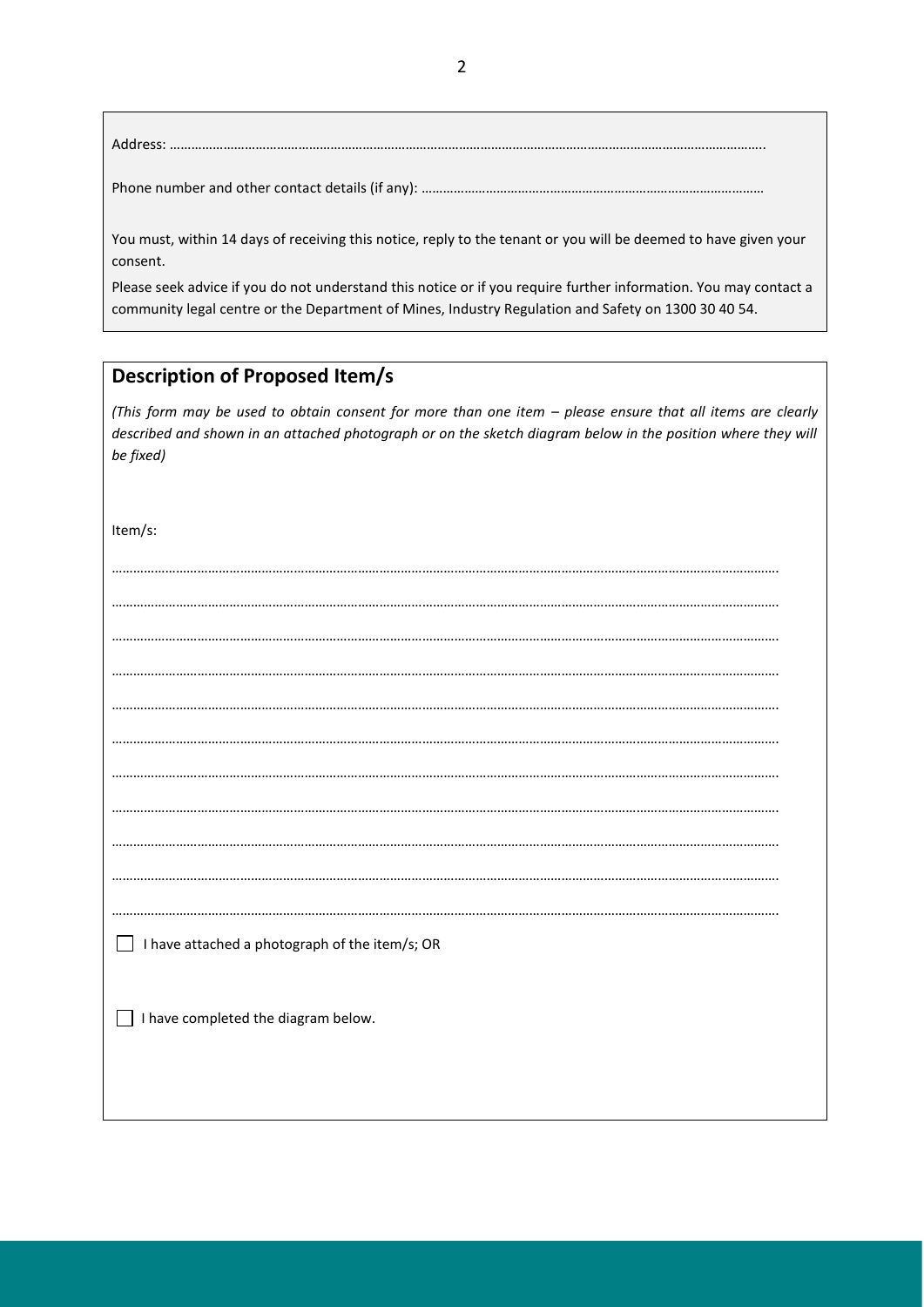Address: ………………………………………………………………………………………………………………………………………………….

Phone number and other contact details (if any): ……………………………………………………………………………………

You must, within 14 days of receiving this notice, reply to the tenant or you will be deemed to have given your consent.

Please seek advice if you do not understand this notice or if you require further information. You may contact a community legal centre or the Department of Mines, Industry Regulation and Safety on 1300 30 40 54.

## Description of Proposed Item/s

*(This form may be used to obtain consent for more than one item – please ensure that all items are clearly described and shown in an attached photograph or on the sketch diagram below in the position where they will be fixed)*

Item/s:

……………………………………………………………………………………………………………………………………………………………

……………………………………………………………………………………………………………………………………………………………

……………………………………………………………………………………………………………………………………………………………

……………………………………………………………………………………………………………………………………………………………

……………………………………………………………………………………………………………………………………………………………

……………………………………………………………………………………………………………………………………………………………

……………………………………………………………………………………………………………………………………………………………

……………………………………………………………………………………………………………………………………………………………

……………………………………………………………………………………………………………………………………………………………

……………………………………………………………………………………………………………………………………………………………

……………………………………………………………………………………………………………………………………………………………

☐ I have attached a photograph of the item/s; OR

☐ I have completed the diagram below.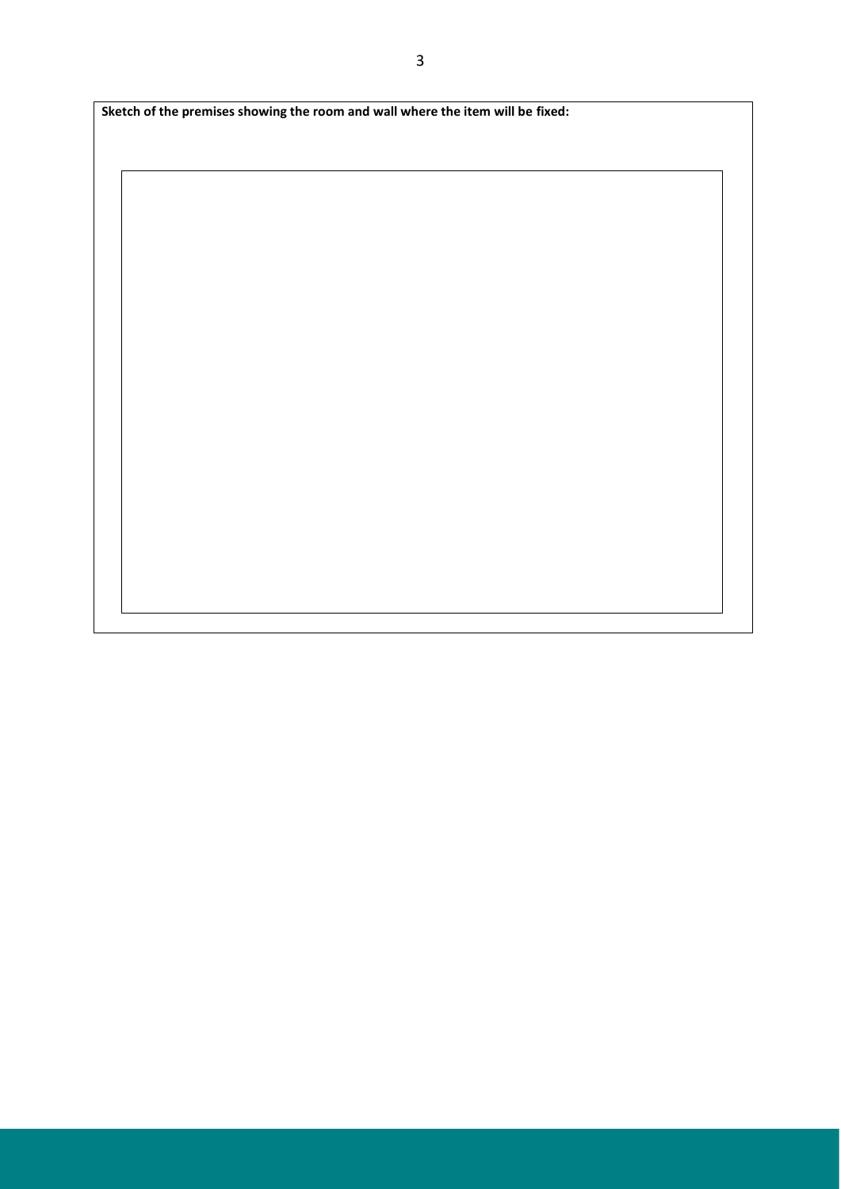**Sketch of the premises showing the room and wall where the item will be fixed:**